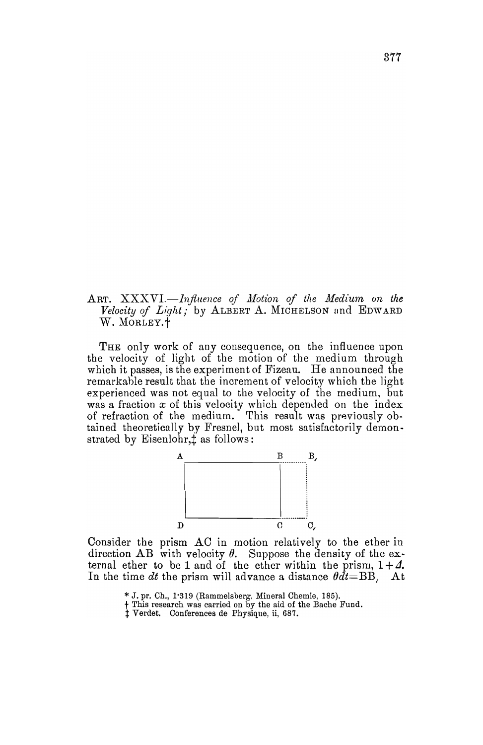ART. XXXVI.—*Influence of Motion of the Medium on the Velocity of Light*; by ALBERT A. MICHELSON and EDWARD W. MORLEY.[†]

THE only work of any consequence, on the influence upon the velocity of light of the motion of the medium through which it passes, is the experiment of Fizeau. He announced the remarkable result that the increment of velocity which the light experienced was not equal to the velocity of the medium, but was a fraction $x$ of this velocity which depended on the index of refraction of the medium. This result was previously obtained theoretically by Fresnel, but most satisfactorily demonstrated by Eisenlohr,[‡] as follows:

Consider the prism AC in motion relatively to the ether in direction AB with velocity $\theta$. Suppose the density of the external ether to be 1 and of the ether within the prism, $1+\Delta$. In the time $dt$ the prism will advance a distance $\theta dt = BB_{\prime}$ At

[*] J. pr. Ch., 1·319 (Rammelsberg. Mineral Chemie, 185).

[†] This research was carried on by the aid of the Bache Fund.

[‡] Verdet. Conferences de Physique, ii, 687.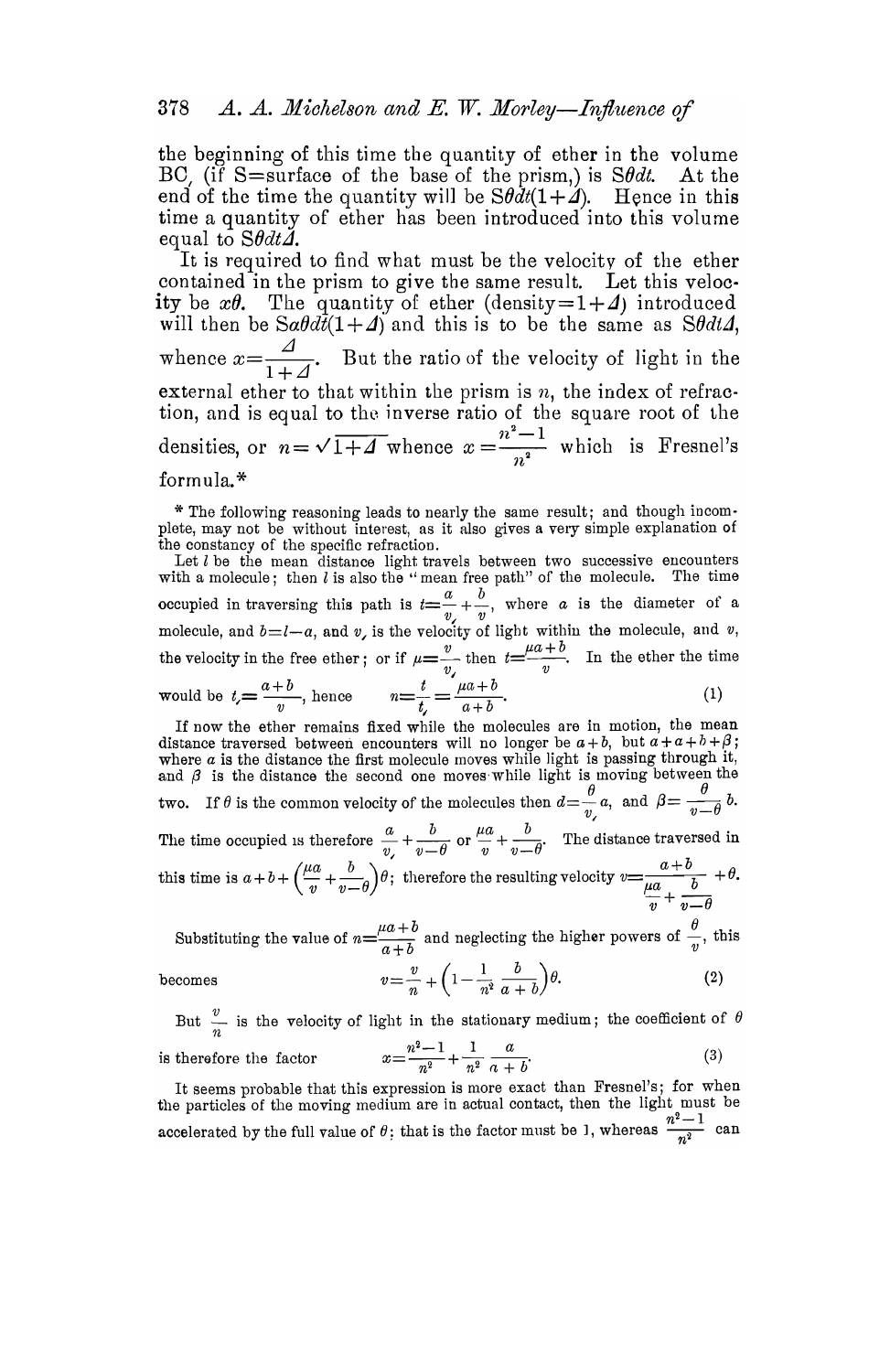the beginning of this time the quantity of ether in the volume $BC_{\prime}$ (if S=surface of the base of the prism,) is $S\theta dt$. At the end of the time the quantity will be $S\theta dt(1+\Delta)$. Hence in this time a quantity of ether has been introduced into this volume equal to $S\theta dt\Delta$.

It is required to find what must be the velocity of the ether contained in the prism to give the same result. Let this velocity be $x\theta$. The quantity of ether (density$=1+\Delta$) introduced will then be $Sx\theta dt(1+\Delta)$ and this is to be the same as $S\theta dt\Delta$, whence $x=\frac{\Delta}{1+\Delta}$. But the ratio of the velocity of light in the external ether to that within the prism is $n$, the index of refraction, and is equal to the inverse ratio of the square root of the densities, or $n=\sqrt{1+\Delta}$ whence $x=\frac{n^2-1}{n^2}$ which is Fresnel's formula.*

\* The following reasoning leads to nearly the same result; and though incomplete, may not be without interest, as it also gives a very simple explanation of the constancy of the specific refraction.

Let $l$ be the mean distance light travels between two successive encounters with a molecule; then $l$ is also the "mean free path" of the molecule. The time occupied in traversing this path is $t=\frac{a}{v_{\prime}}+\frac{b}{v}$, where $a$ is the diameter of a molecule, and $b=l-a$, and $v_{\prime}$ is the velocity of light within the molecule, and $v$, the velocity in the free ether; or if $\mu=\frac{v}{v_{\prime}}$ then $t=\frac{\mu a+b}{v}$. In the ether the time would be $t_{\prime}=\frac{a+b}{v}$, hence

$$n=\frac{t}{t_{\prime}}=\frac{\mu a+b}{a+b}. \tag{1}$$

If now the ether remains fixed while the molecules are in motion, the mean distance traversed between encounters will no longer be $a+b$, but $a+\alpha+b+\beta$; where $\alpha$ is the distance the first molecule moves while light is passing through it, and $\beta$ is the distance the second one moves while light is moving between the two. If $\theta$ is the common velocity of the molecules then $\alpha=\frac{\theta}{v_{\prime}}a$, and $\beta=\frac{\theta}{v-\theta}b$. The time occupied is therefore $\frac{a}{v_{\prime}}+\frac{b}{v-\theta}$ or $\frac{\mu a}{v}+\frac{b}{v-\theta}$. The distance traversed in this time is $a+b+\left(\frac{\mu a}{v}+\frac{b}{v-\theta}\right)\theta$; therefore the resulting velocity $v=\frac{a+b}{\frac{\mu a}{v}+\frac{b}{v-\theta}}+\theta$.

Substituting the value of $n=\frac{\mu a+b}{a+b}$ and neglecting the higher powers of $\frac{\theta}{v}$, this becomes

$$v=\frac{v}{n}+\left(1-\frac{1}{n^2}\frac{b}{a+b}\right)\theta. \tag{2}$$

But $\frac{v}{n}$ is the velocity of light in the stationary medium; the coefficient of $\theta$ is therefore the factor

$$x=\frac{n^2-1}{n^2}+\frac{1}{n^2}\frac{a}{a+b}. \tag{3}$$

It seems probable that this expression is more exact than Fresnel's; for when the particles of the moving medium are in actual contact, then the light must be accelerated by the full value of $\theta$; that is the factor must be 1, whereas $\frac{n^2-1}{n^2}$ can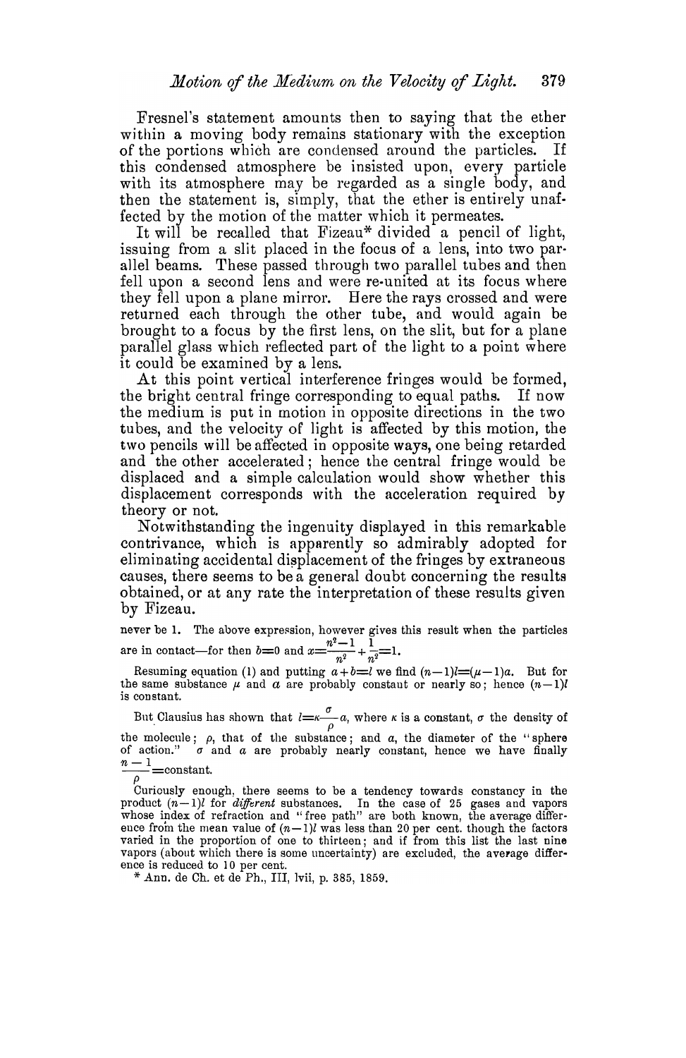Fresnel's statement amounts then to saying that the ether within a moving body remains stationary with the exception of the portions which are condensed around the particles. If this condensed atmosphere be insisted upon, every particle with its atmosphere may be regarded as a single body, and then the statement is, simply, that the ether is entirely unaffected by the motion of the matter which it permeates.

It will be recalled that Fizeau* divided a pencil of light, issuing from a slit placed in the focus of a lens, into two parallel beams. These passed through two parallel tubes and then fell upon a second lens and were re-united at its focus where they fell upon a plane mirror. Here the rays crossed and were returned each through the other tube, and would again be brought to a focus by the first lens, on the slit, but for a plane parallel glass which reflected part of the light to a point where it could be examined by a lens.

At this point vertical interference fringes would be formed, the bright central fringe corresponding to equal paths. If now the medium is put in motion in opposite directions in the two tubes, and the velocity of light is affected by this motion, the two pencils will be affected in opposite ways, one being retarded and the other accelerated; hence the central fringe would be displaced and a simple calculation would show whether this displacement corresponds with the acceleration required by theory or not.

Notwithstanding the ingenuity displayed in this remarkable contrivance, which is apparently so admirably adopted for eliminating accidental displacement of the fringes by extraneous causes, there seems to be a general doubt concerning the results obtained, or at any rate the interpretation of these results given by Fizeau.

never be 1. The above expression, however gives this result when the particles are in contact—for then $b=0$ and $x=\frac{n^2-1}{n^2}+\frac{1}{n^2}=1$.

Resuming equation (1) and putting $a+b=l$ we find $(n-1)l=(\mu-1)a$. But for the same substance $\mu$ and $a$ are probably constant or nearly so; hence $(n-1)l$ is constant.

But Clausius has shown that $l=\kappa\frac{\sigma}{\rho}a$, where $\kappa$ is a constant, $\sigma$ the density of the molecule; $\rho$, that of the substance; and $a$, the diameter of the "sphere of action." $\sigma$ and $a$ are probably nearly constant, hence we have finally $\frac{n-1}{\rho}=\text{constant}$.

Curiously enough, there seems to be a tendency towards constancy in the product $(n-1)l$ for *different* substances. In the case of 25 gases and vapors whose index of refraction and "free path" are both known, the average difference from the mean value of $(n-1)l$ was less than 20 per cent. though the factors varied in the proportion of one to thirteen; and if from this list the last nine vapors (about which there is some uncertainty) are excluded, the average difference is reduced to 10 per cent.

\* Ann. de Ch. et de Ph., III, lvii, p. 385, 1859.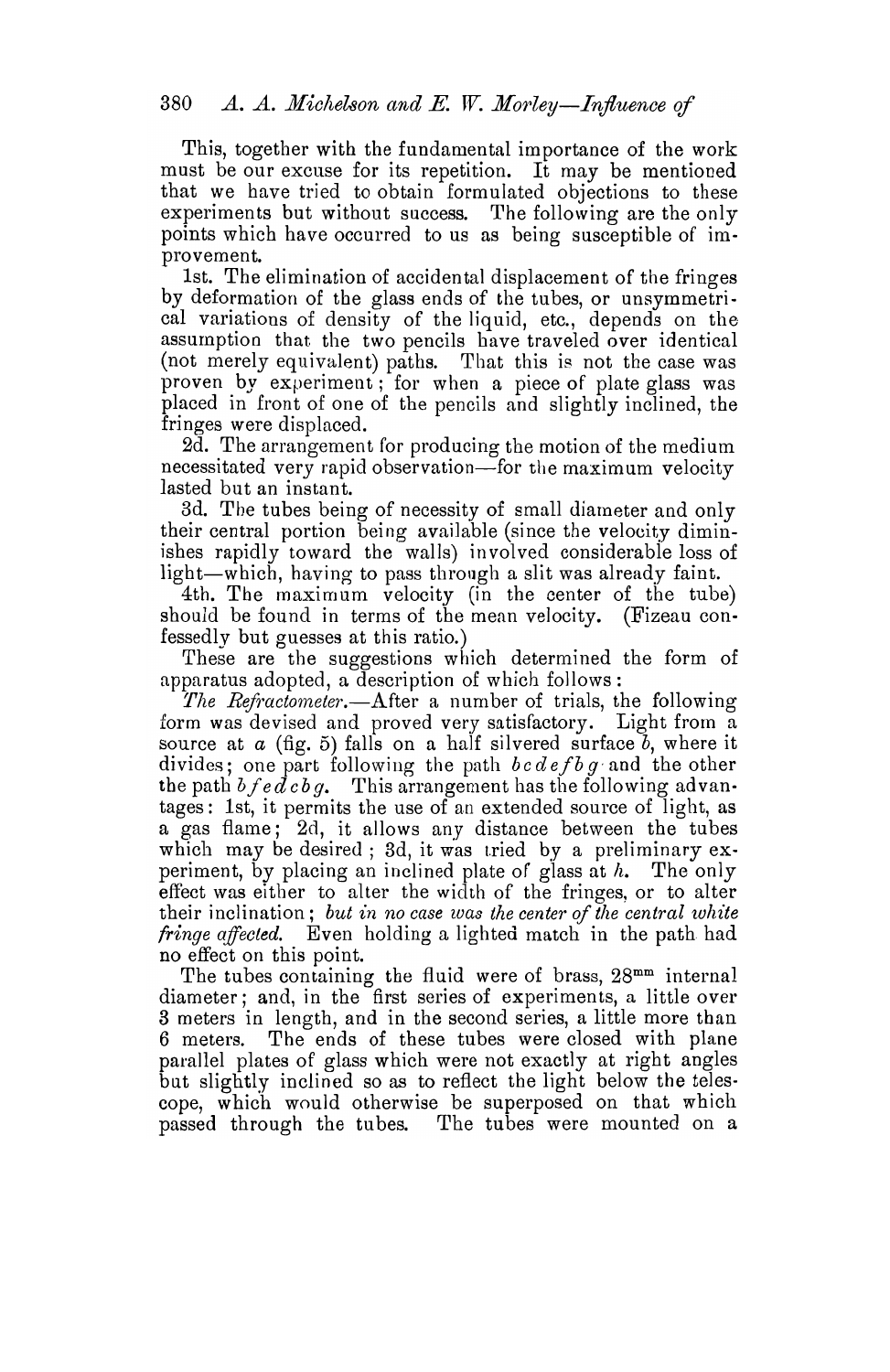This, together with the fundamental importance of the work must be our excuse for its repetition. It may be mentioned that we have tried to obtain formulated objections to these experiments but without success. The following are the only points which have occurred to us as being susceptible of improvement.

1st. The elimination of accidental displacement of the fringes by deformation of the glass ends of the tubes, or unsymmetrical variations of density of the liquid, etc., depends on the assumption that the two pencils have traveled over identical (not merely equivalent) paths. That this is not the case was proven by experiment; for when a piece of plate glass was placed in front of one of the pencils and slightly inclined, the fringes were displaced.

2d. The arrangement for producing the motion of the medium necessitated very rapid observation—for the maximum velocity lasted but an instant.

3d. The tubes being of necessity of small diameter and only their central portion being available (since the velocity diminishes rapidly toward the walls) involved considerable loss of light—which, having to pass through a slit was already faint.

4th. The maximum velocity (in the center of the tube) should be found in terms of the mean velocity. (Fizeau confessedly but guesses at this ratio.)

These are the suggestions which determined the form of apparatus adopted, a description of which follows:

*The Refractometer.*—After a number of trials, the following form was devised and proved very satisfactory. Light from a source at $a$ (fig. 5) falls on a half silvered surface $b$, where it divides; one part following the path $b\,c\,d\,e\,f\,b\,g$ and the other the path $b\,f\,e\,d\,c\,b\,g$. This arrangement has the following advantages: 1st, it permits the use of an extended source of light, as a gas flame; 2d, it allows any distance between the tubes which may be desired; 3d, it was tried by a preliminary experiment, by placing an inclined plate of glass at $h$. The only effect was either to alter the width of the fringes, or to alter their inclination; *but in no case was the center of the central white fringe affected.* Even holding a lighted match in the path had no effect on this point.

The tubes containing the fluid were of brass, 28$^{mm}$ internal diameter; and, in the first series of experiments, a little over 3 meters in length, and in the second series, a little more than 6 meters. The ends of these tubes were closed with plane parallel plates of glass which were not exactly at right angles but slightly inclined so as to reflect the light below the telescope, which would otherwise be superposed on that which passed through the tubes. The tubes were mounted on a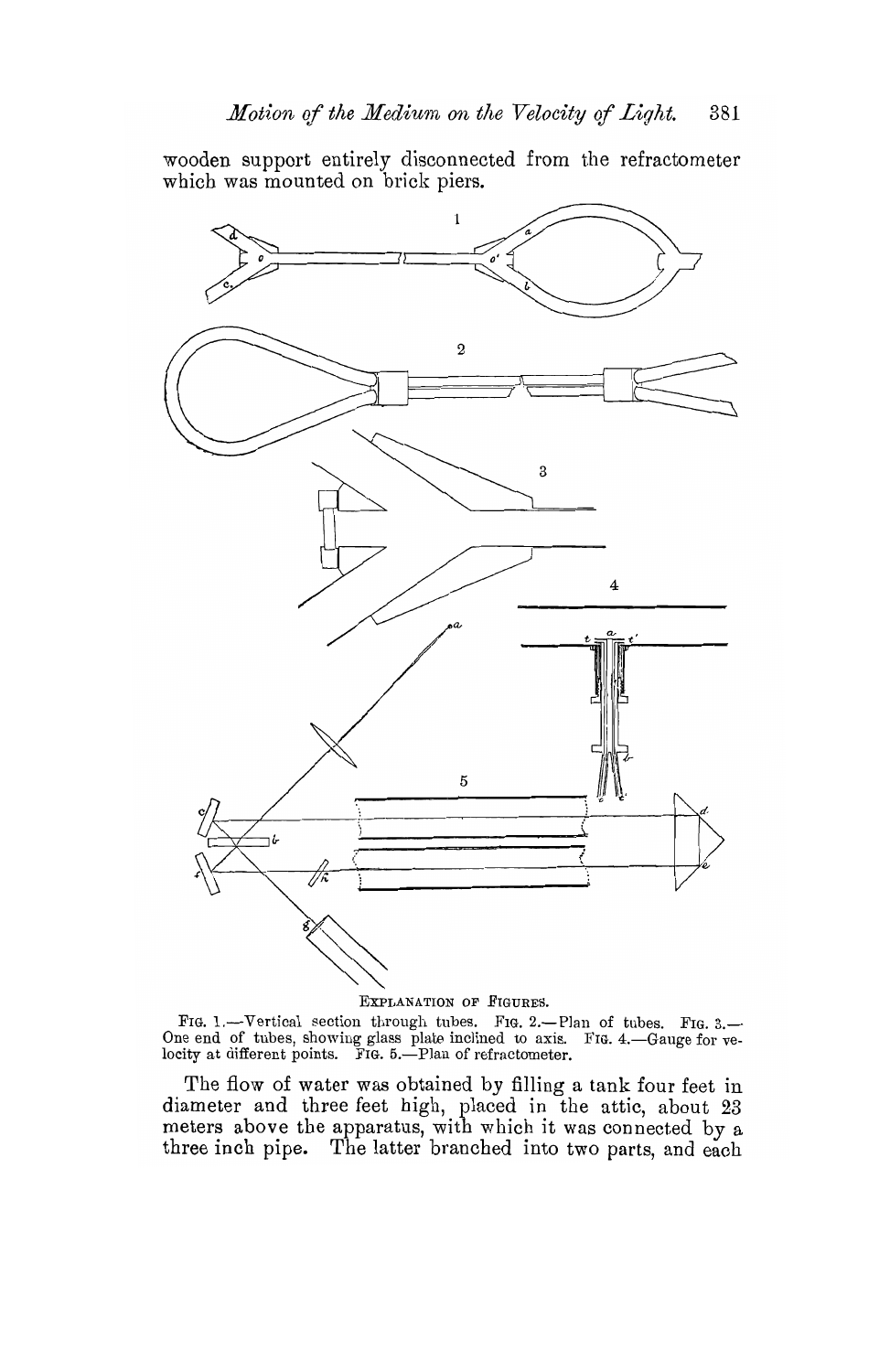wooden support entirely disconnected from the refractometer which was mounted on brick piers.

EXPLANATION OF FIGURES.

FIG. 1.—Vertical section through tubes. FIG. 2.—Plan of tubes. FIG. 3.—One end of tubes, showing glass plate inclined to axis. FIG. 4.—Gauge for velocity at different points. FIG. 5.—Plan of refractometer.

The flow of water was obtained by filling a tank four feet in diameter and three feet high, placed in the attic, about 23 meters above the apparatus, with which it was connected by a three inch pipe. The latter branched into two parts, and each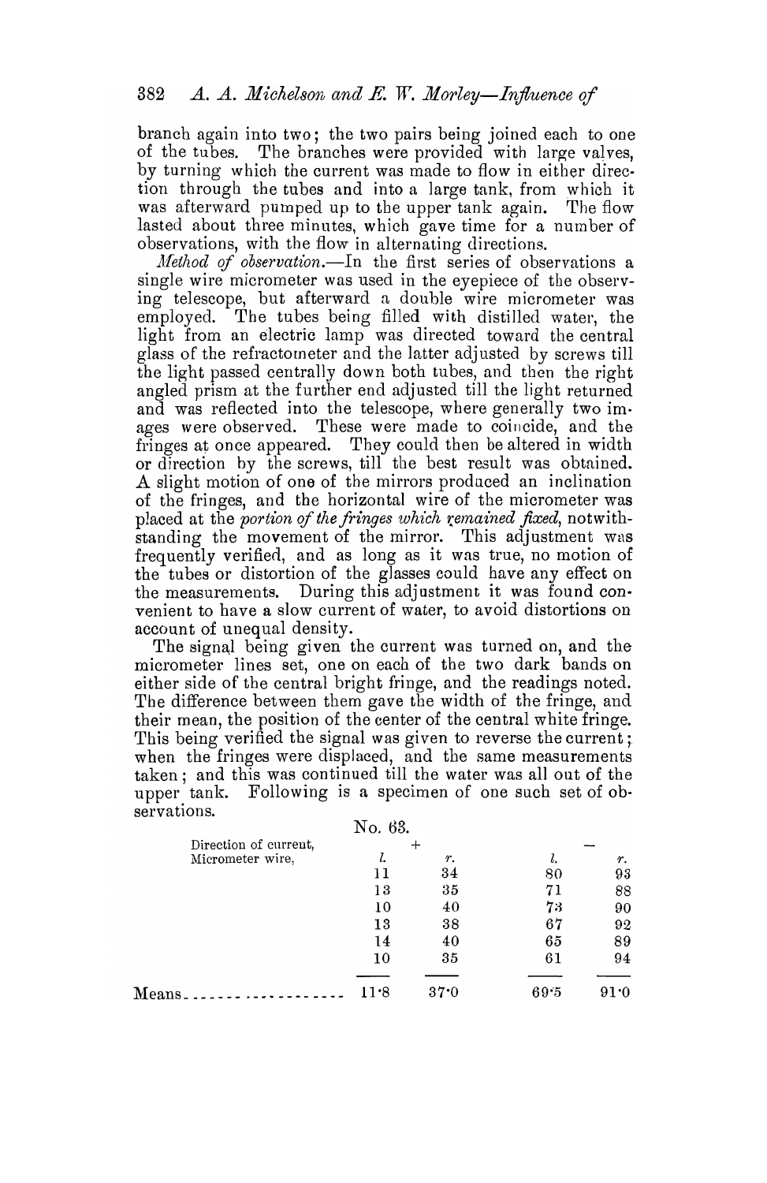branch again into two; the two pairs being joined each to one of the tubes. The branches were provided with large valves, by turning which the current was made to flow in either direction through the tubes and into a large tank, from which it was afterward pumped up to the upper tank again. The flow lasted about three minutes, which gave time for a number of observations, with the flow in alternating directions.

*Method of observation.*—In the first series of observations a single wire micrometer was used in the eyepiece of the observing telescope, but afterward a double wire micrometer was employed. The tubes being filled with distilled water, the light from an electric lamp was directed toward the central glass of the refractometer and the latter adjusted by screws till the light passed centrally down both tubes, and then the right angled prism at the further end adjusted till the light returned and was reflected into the telescope, where generally two images were observed. These were made to coincide, and the fringes at once appeared. They could then be altered in width or direction by the screws, till the best result was obtained. A slight motion of one of the mirrors produced an inclination of the fringes, and the horizontal wire of the micrometer was placed at the *portion of the fringes which remained fixed*, notwithstanding the movement of the mirror. This adjustment was frequently verified, and as long as it was true, no motion of the tubes or distortion of the glasses could have any effect on the measurements. During this adjustment it was found convenient to have a slow current of water, to avoid distortions on account of unequal density.

The signal being given the current was turned on, and the micrometer lines set, one on each of the two dark bands on either side of the central bright fringe, and the readings noted. The difference between them gave the width of the fringe, and their mean, the position of the center of the central white fringe. This being verified the signal was given to reverse the current; when the fringes were displaced, and the same measurements taken; and this was continued till the water was all out of the upper tank. Following is a specimen of one such set of observations.

No. 63.

| Direction of current, | + | | − | |
|---|---|---|---|---|
| Micrometer wire, | *l.* | *r.* | *l.* | *r.* |
| | 11 | 34 | 80 | 93 |
| | 13 | 35 | 71 | 88 |
| | 10 | 40 | 73 | 90 |
| | 13 | 38 | 67 | 92 |
| | 14 | 40 | 65 | 89 |
| | 10 | 35 | 61 | 94 |
| Means | 11·8 | 37·0 | 69·5 | 91·0 |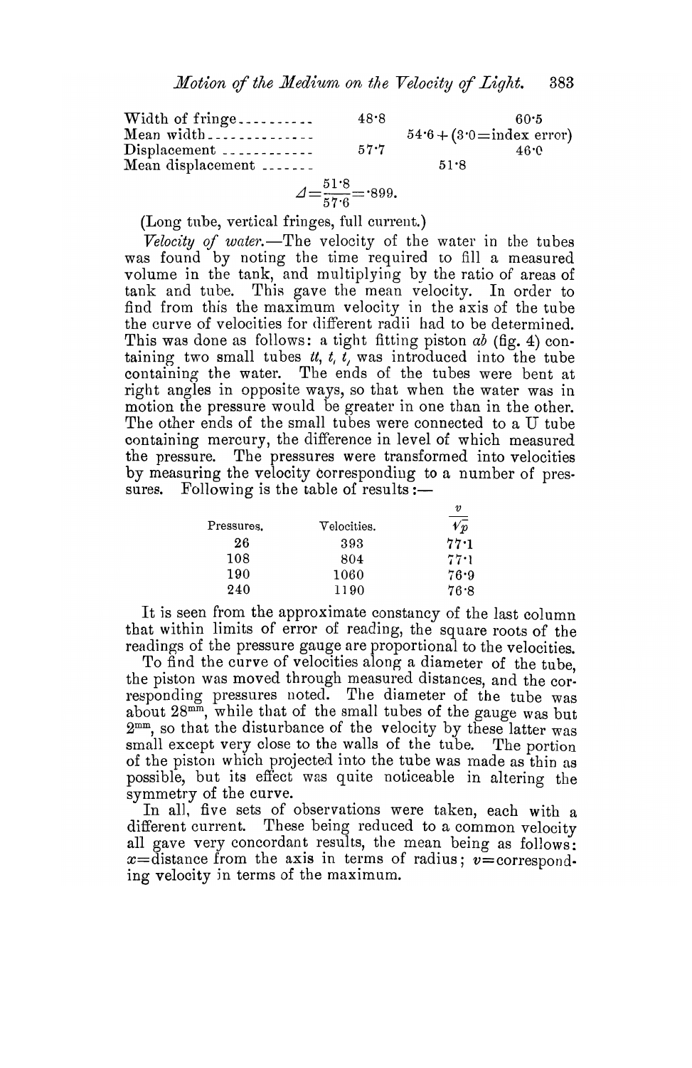| | | |
|---|---|---|
| Width of fringe | 48·8 | 60·5 |
| Mean width | | 54·6 + (3·0 = index error) |
| Displacement | 57·7 | 46·0 |
| Mean displacement | | 51·8 |

$$\Delta = \frac{51{\cdot}8}{57{\cdot}6} = {\cdot}899.$$

(Long tube, vertical fringes, full current.)

*Velocity of water.*—The velocity of the water in the tubes was found by noting the time required to fill a measured volume in the tank, and multiplying by the ratio of areas of tank and tube. This gave the mean velocity. In order to find from this the maximum velocity in the axis of the tube the curve of velocities for different radii had to be determined. This was done as follows: a tight fitting piston $ab$ (fig. 4) containing two small tubes $tt$, $t, t,$ was introduced into the tube containing the water. The ends of the tubes were bent at right angles in opposite ways, so that when the water was in motion the pressure would be greater in one than in the other. The other ends of the small tubes were connected to a U tube containing mercury, the difference in level of which measured the pressure. The pressures were transformed into velocities by measuring the velocity corresponding to a number of pressures. Following is the table of results:—

| Pressures. | Velocities. | $\frac{v}{\sqrt{p}}$ |
|---|---|---|
| 26 | 393 | 77·1 |
| 108 | 804 | 77·1 |
| 190 | 1060 | 76·9 |
| 240 | 1190 | 76·8 |

It is seen from the approximate constancy of the last column that within limits of error of reading, the square roots of the readings of the pressure gauge are proportional to the velocities.

To find the curve of velocities along a diameter of the tube, the piston was moved through measured distances, and the corresponding pressures noted. The diameter of the tube was about $28^{mm}$, while that of the small tubes of the gauge was but $2^{mm}$, so that the disturbance of the velocity by these latter was small except very close to the walls of the tube. The portion of the piston which projected into the tube was made as thin as possible, but its effect was quite noticeable in altering the symmetry of the curve.

In all, five sets of observations were taken, each with a different current. These being reduced to a common velocity all gave very concordant results, the mean being as follows: $x$=distance from the axis in terms of radius; $v$=corresponding velocity in terms of the maximum.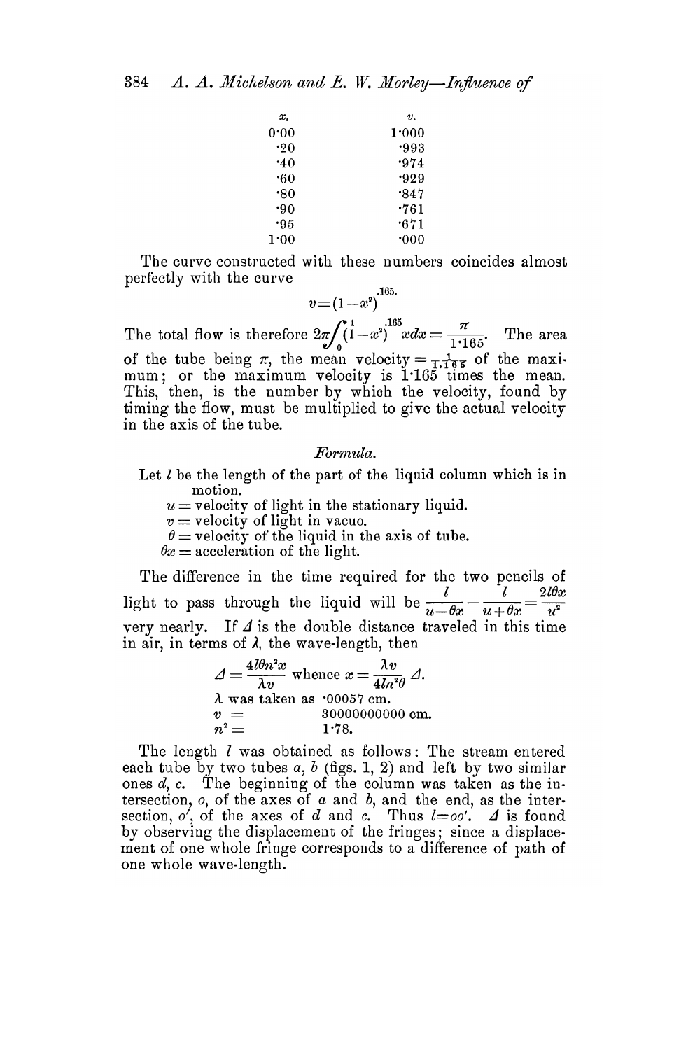| $x$. | $v$. |
|---|---|
| 0·00 | 1·000 |
| ·20 | ·993 |
| ·40 | ·974 |
| ·60 | ·929 |
| ·80 | ·847 |
| ·90 | ·761 |
| ·95 | ·671 |
| 1·00 | ·000 |

The curve constructed with these numbers coincides almost perfectly with the curve

$$v=(1-x^2)^{.165.}$$

The total flow is therefore $2\pi\int_0^1(1-x^2)^{.165}xdx=\frac{\pi}{1\cdot165}$. The area of the tube being $\pi$, the mean velocity $=\frac{1}{1\cdot165}$ of the maximum; or the maximum velocity is 1·165 times the mean. This, then, is the number by which the velocity, found by timing the flow, must be multiplied to give the actual velocity in the axis of the tube.

*Formula.*

Let $l$ be the length of the part of the liquid column which is in motion.

$u$ = velocity of light in the stationary liquid.

$v$ = velocity of light in vacuo.

$\theta$ = velocity of the liquid in the axis of tube.

$\theta x$ = acceleration of the light.

The difference in the time required for the two pencils of light to pass through the liquid will be $\frac{l}{u-\theta x}-\frac{l}{u+\theta x}=\frac{2l\theta x}{u^2}$ very nearly. If $\Delta$ is the double distance traveled in this time in air, in terms of $\lambda$, the wave-length, then

$$\Delta=\frac{4l\theta n^2x}{\lambda v} \text{ whence } x=\frac{\lambda v}{4ln^2\theta}\Delta.$$

$\lambda$ was taken as ·00057 cm.

$v =$ 30000000000 cm.

$n^2 =$ 1·78.

The length $l$ was obtained as follows: The stream entered each tube by two tubes $a$, $b$ (figs. 1, 2) and left by two similar ones $d$, $c$. The beginning of the column was taken as the intersection, $o$, of the axes of $a$ and $b$, and the end, as the intersection, $o'$, of the axes of $d$ and $c$. Thus $l=oo'$. $\Delta$ is found by observing the displacement of the fringes; since a displacement of one whole fringe corresponds to a difference of path of one whole wave-length.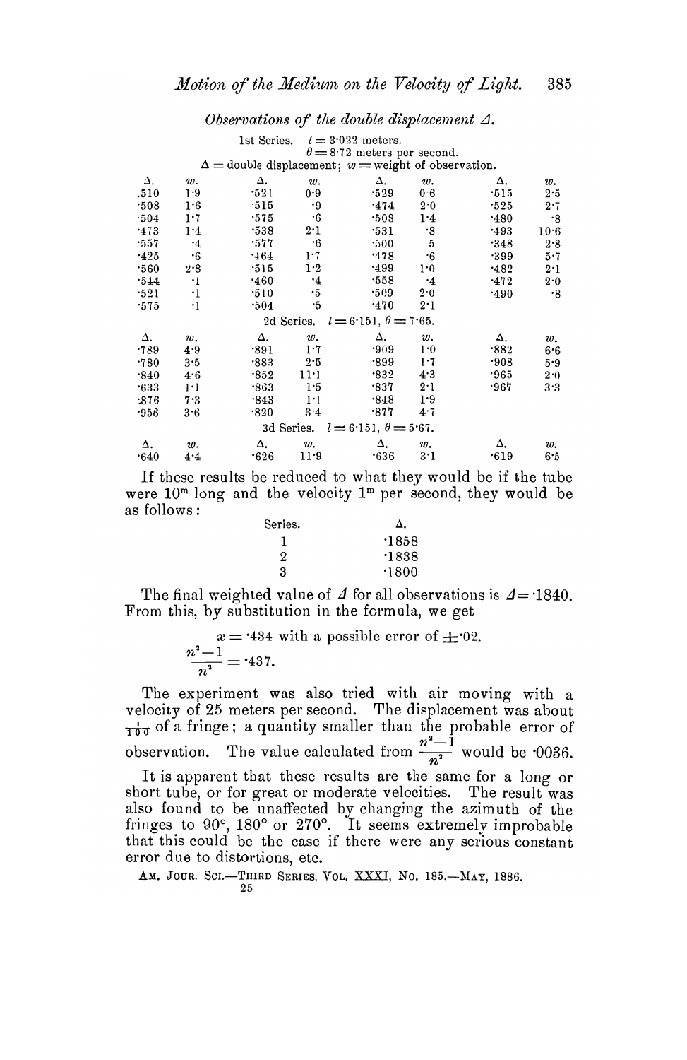*Observations of the double displacement $\Delta$.*

1st Series. $l = 3{\cdot}022$ meters.
$\theta = 8{\cdot}72$ meters per second.
$\Delta$ = double displacement; $w$ = weight of observation.

| $\Delta$. | $w$. | $\Delta$. | $w$. | $\Delta$. | $w$. | $\Delta$. | $w$. |
|---|---|---|---|---|---|---|---|
| ·510 | 1·9 | ·521 | 0·9 | ·529 | 0·6 | ·515 | 2·5 |
| ·508 | 1·6 | ·515 | ·9 | ·474 | 2·0 | ·525 | 2·7 |
| ·504 | 1·7 | ·575 | ·6 | ·508 | 1·4 | ·480 | ·8 |
| ·473 | 1·4 | ·538 | 2·1 | ·531 | ·8 | ·493 | 10·6 |
| ·557 | ·4 | ·577 | ·6 | ·500 | 5 | ·348 | 2·8 |
| ·425 | ·6 | ·464 | 1·7 | ·478 | ·6 | ·399 | 5·7 |
| ·560 | 2·8 | ·515 | 1·2 | ·499 | 1·0 | ·482 | 2·1 |
| ·544 | ·1 | ·460 | ·4 | ·558 | ·4 | ·472 | 2·0 |
| ·521 | ·1 | ·510 | ·5 | ·509 | 2·0 | ·490 | ·8 |
| ·575 | ·1 | ·504 | ·5 | ·470 | 2·1 | | |

2d Series. $l = 6{\cdot}151$, $\theta = 7{\cdot}65$.

| $\Delta$. | $w$. | $\Delta$. | $w$. | $\Delta$. | $w$. | $\Delta$. | $w$. |
|---|---|---|---|---|---|---|---|
| ·789 | 4·9 | ·891 | 1·7 | ·909 | 1·0 | ·882 | 6·6 |
| ·780 | 3·5 | ·883 | 2·5 | ·899 | 1·7 | ·908 | 5·9 |
| ·840 | 4·6 | ·852 | 11·1 | ·832 | 4·3 | ·965 | 2·0 |
| ·633 | 1·1 | ·863 | 1·5 | ·837 | 2·1 | ·967 | 3·3 |
| ·876 | 7·3 | ·843 | 1·1 | ·848 | 1·9 | | |
| ·956 | 3·6 | ·820 | 3·4 | ·877 | 4·7 | | |

3d Series. $l = 6{\cdot}151$, $\theta = 5{\cdot}67$.

| $\Delta$. | $w$. | $\Delta$. | $w$. | $\Delta$. | $w$. | $\Delta$. | $w$. |
|---|---|---|---|---|---|---|---|
| ·640 | 4·4 | ·626 | 11·9 | ·636 | 3·1 | ·619 | 6·5 |

If these results be reduced to what they would be if the tube were $10^{m}$ long and the velocity $1^{m}$ per second, they would be as follows:

| Series. | $\Delta$. |
|---|---|
| 1 | ·1858 |
| 2 | ·1838 |
| 3 | ·1800 |

The final weighted value of $\Delta$ for all observations is $\Delta = {\cdot}1840$. From this, by substitution in the formula, we get

$$x = {\cdot}434 \text{ with a possible error of } \pm{\cdot}02.$$

$$\frac{n^2-1}{n^2} = {\cdot}437.$$

The experiment was also tried with air moving with a velocity of 25 meters per second. The displacement was about $\frac{1}{100}$ of a fringe; a quantity smaller than the probable error of observation. The value calculated from $\frac{n^2-1}{n^2}$ would be ·0036.

It is apparent that these results are the same for a long or short tube, or for great or moderate velocities. The result was also found to be unaffected by changing the azimuth of the fringes to 90°, 180° or 270°. It seems extremely improbable that this could be the case if there were any serious constant error due to distortions, etc.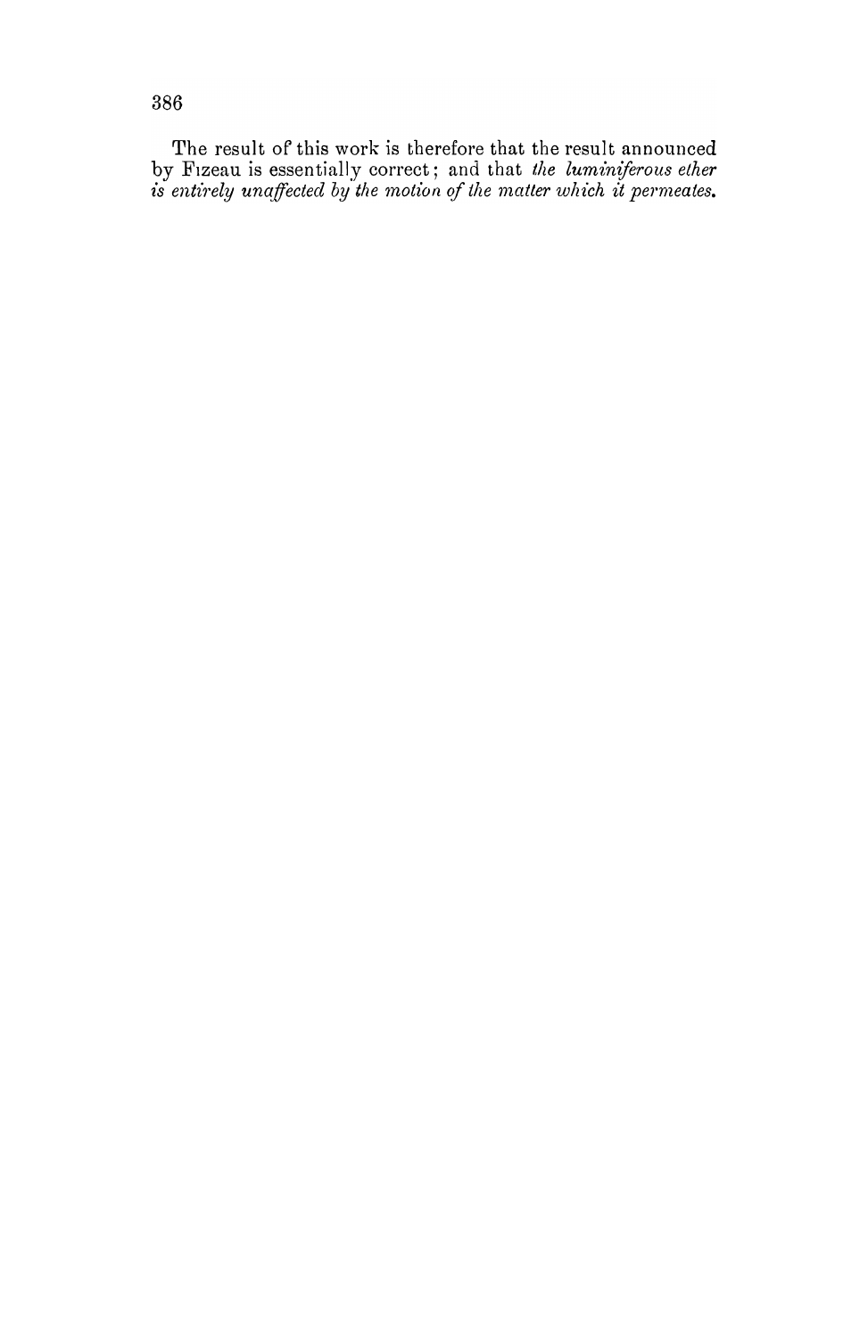The result of this work is therefore that the result announced by Fizeau is essentially correct; and that *the luminiferous ether is entirely unaffected by the motion of the matter which it permeates.*